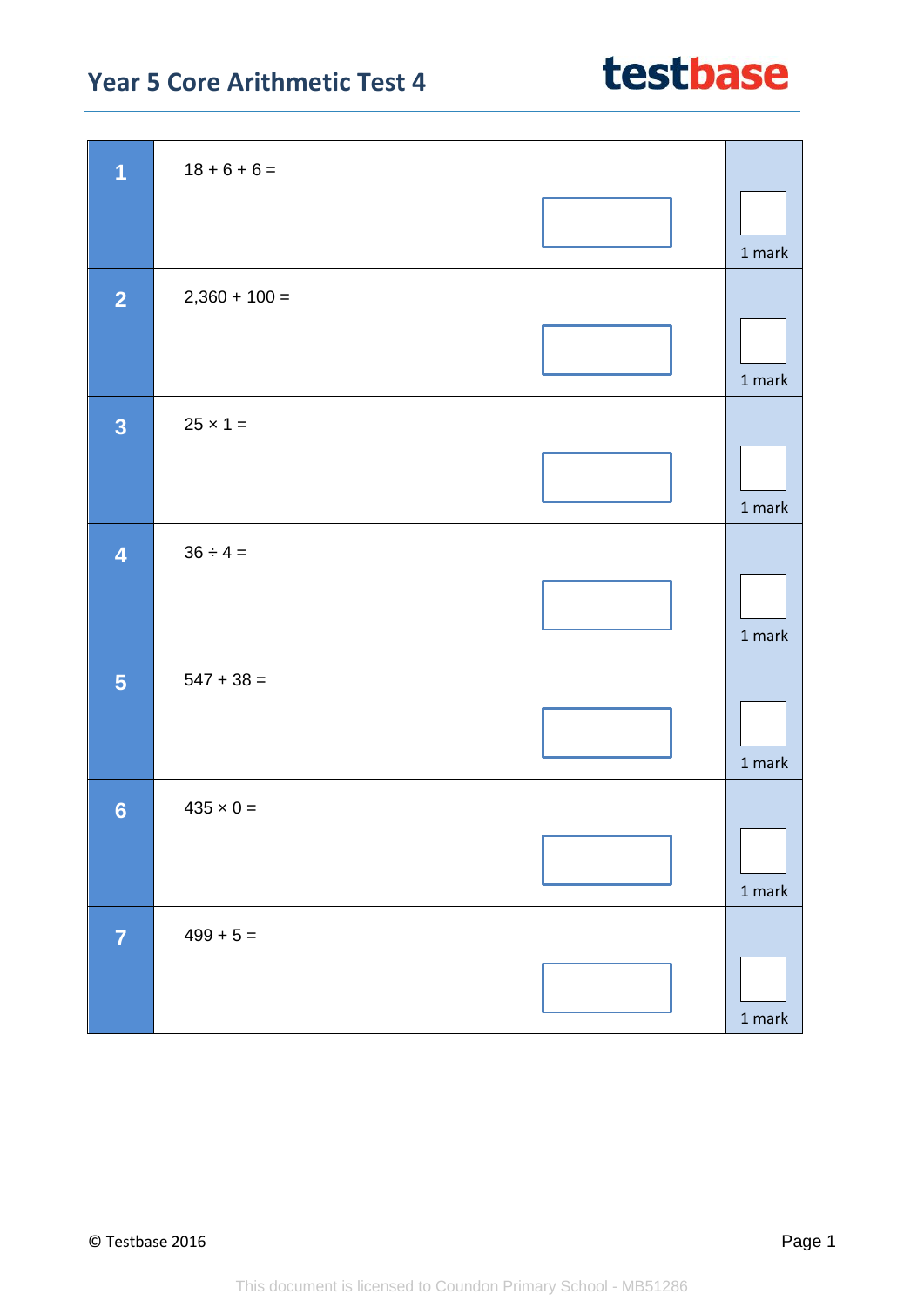# Year 5 Core Arithmetic Test 4

**1**

$18 + 6 + 6 =$

1 mark

**2**

$2{,}360 + 100 =$

1 mark

**3**

$25 \times 1 =$

1 mark

**4**

$36 \div 4 =$

1 mark

**5**

$547 + 38 =$

1 mark

**6**

$435 \times 0 =$

1 mark

**7**

$499 + 5 =$

1 mark

© Testbase 2016

This document is licensed to Coundon Primary School - MB51286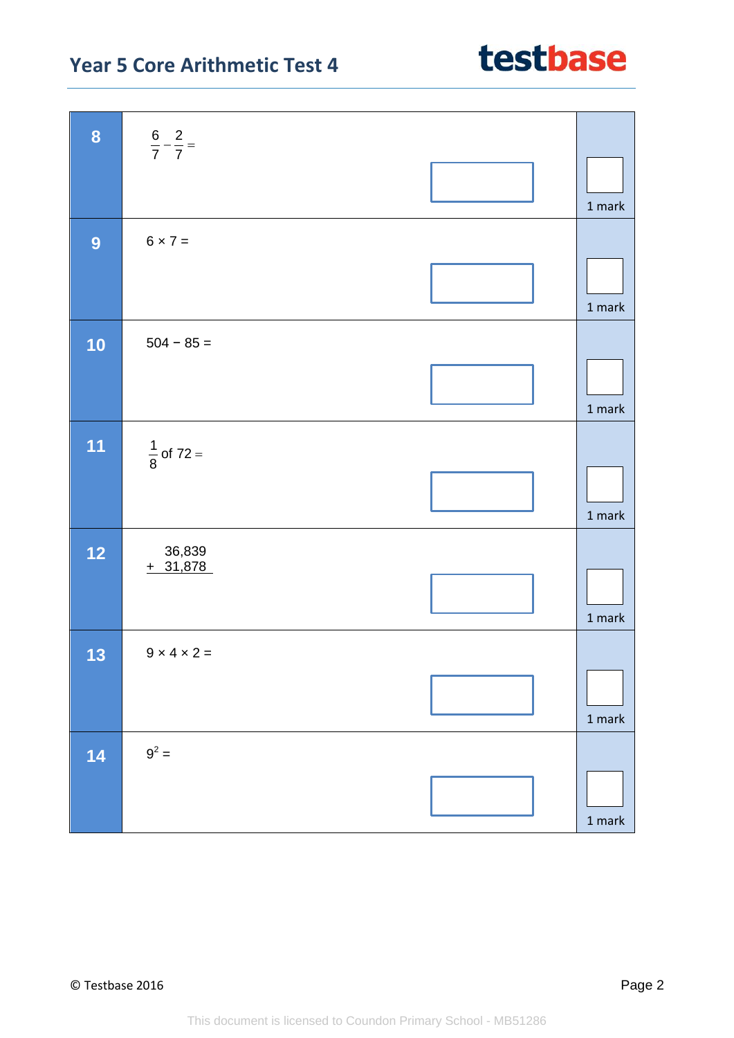| Q | Question | Mark |
|---|---|---|
| 8 | $\frac{6}{7} - \frac{2}{7} =$ | 1 mark |
| 9 | 6 × 7 = | 1 mark |
| 10 | 504 − 85 = | 1 mark |
| 11 | $\frac{1}{8}$ of 72 = | 1 mark |
| 12 | 36,839 + 31,878 | 1 mark |
| 13 | 9 × 4 × 2 = | 1 mark |
| 14 | $9^2 =$ | 1 mark |

© Testbase 2016

This document is licensed to Coundon Primary School - MB51286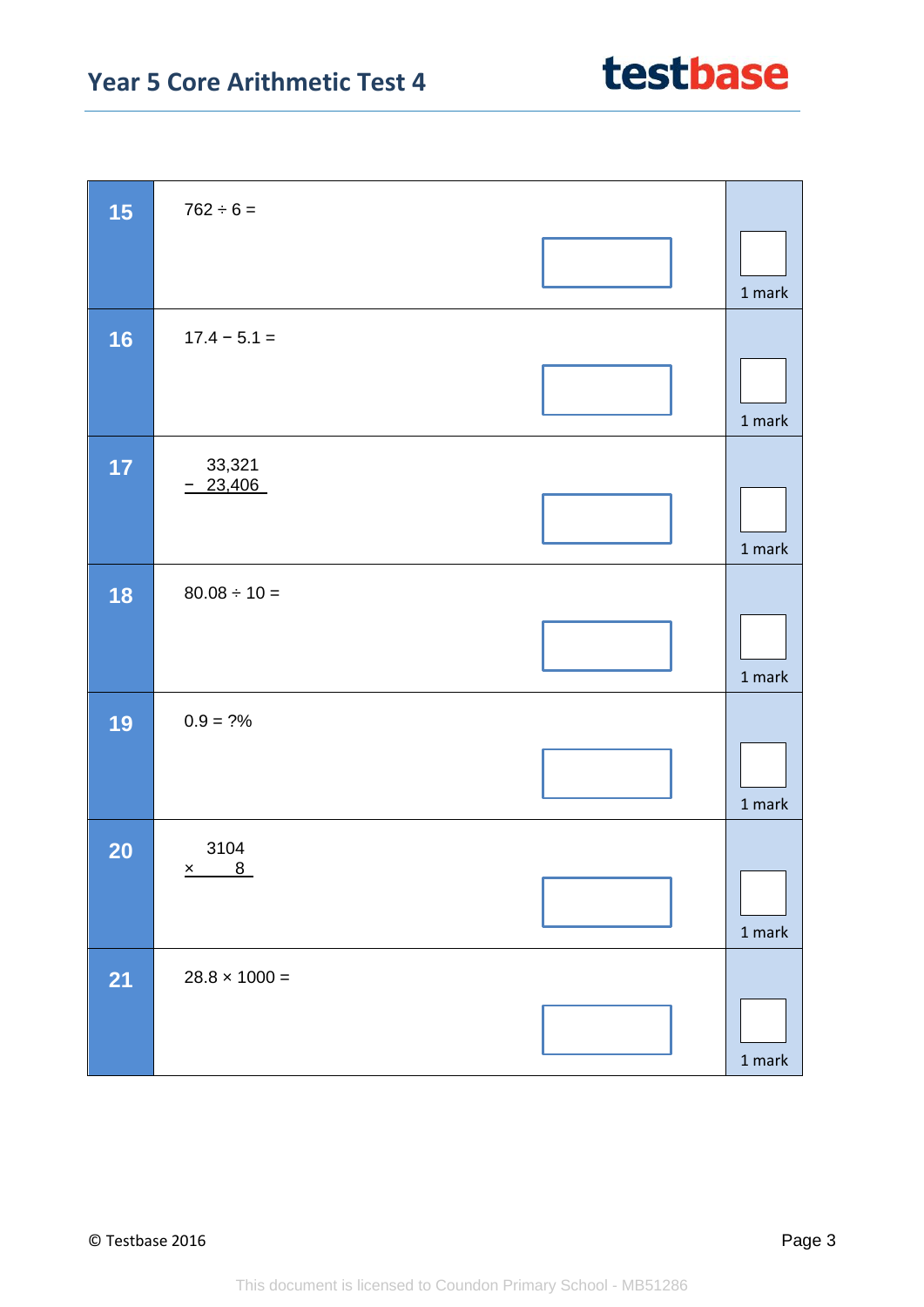**15** $762 \div 6 =$

1 mark

**16** $17.4 - 5.1 =$

1 mark

**17**

$$\begin{array}{r} 33{,}321 \\ -\ 23{,}406 \\ \hline \end{array}$$

1 mark

**18** $80.08 \div 10 =$

1 mark

**19** $0.9 = ?\%$

1 mark

**20**

$$\begin{array}{r} 3104 \\ \times\ \ \ \ 8 \\ \hline \end{array}$$

1 mark

**21** $28.8 \times 1000 =$

1 mark

This document is licensed to Coundon Primary School - MB51286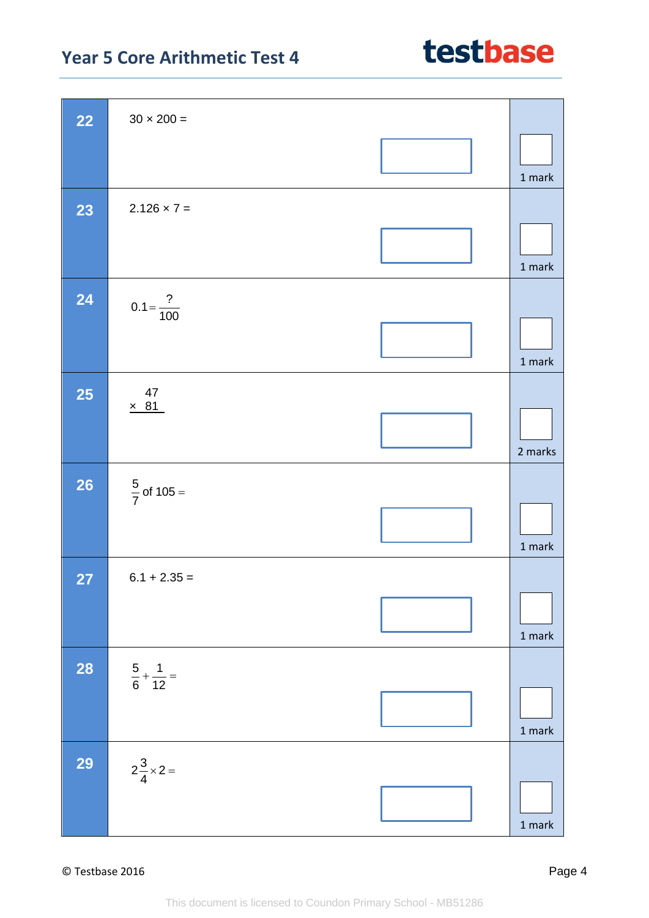**22** $30 \times 200 =$

1 mark

**23** $2.126 \times 7 =$

1 mark

**24** $0.1 = \frac{?}{100}$

1 mark

**25**

$$\begin{array}{r} 47 \\ \times \ 81 \\ \hline \end{array}$$

2 marks

**26** $\frac{5}{7}$ of $105 =$

1 mark

**27** $6.1 + 2.35 =$

1 mark

**28** $\frac{5}{6} + \frac{1}{12} =$

1 mark

**29** $2\frac{3}{4} \times 2 =$

1 mark

© Testbase 2016

This document is licensed to Coundon Primary School - MB51286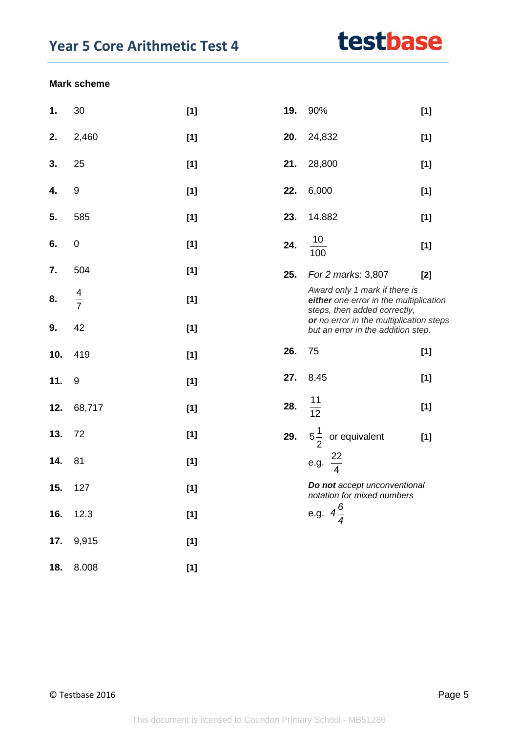**Mark scheme**

| | | |
|---|---|---|
| **1.** | 30 | **[1]** |
| **2.** | 2,460 | **[1]** |
| **3.** | 25 | **[1]** |
| **4.** | 9 | **[1]** |
| **5.** | 585 | **[1]** |
| **6.** | 0 | **[1]** |
| **7.** | 504 | **[1]** |
| **8.** | $\frac{4}{7}$ | **[1]** |
| **9.** | 42 | **[1]** |
| **10.** | 419 | **[1]** |
| **11.** | 9 | **[1]** |
| **12.** | 68,717 | **[1]** |
| **13.** | 72 | **[1]** |
| **14.** | 81 | **[1]** |
| **15.** | 127 | **[1]** |
| **16.** | 12.3 | **[1]** |
| **17.** | 9,915 | **[1]** |
| **18.** | 8.008 | **[1]** |
| **19.** | 90% | **[1]** |
| **20.** | 24,832 | **[1]** |
| **21.** | 28,800 | **[1]** |
| **22.** | 6,000 | **[1]** |
| **23.** | 14.882 | **[1]** |
| **24.** | $\frac{10}{100}$ | **[1]** |
| **25.** | *For 2 marks*: 3,807<br>*Award only 1 mark if there is* ***either*** *one error in the multiplication steps, then added correctly,* ***or*** *no error in the multiplication steps but an error in the addition step.* | **[2]** |
| **26.** | 75 | **[1]** |
| **27.** | 8.45 | **[1]** |
| **28.** | $\frac{11}{12}$ | **[1]** |
| **29.** | $5\frac{1}{2}$ or equivalent<br>e.g. $\frac{22}{4}$<br>***Do not*** *accept unconventional notation for mixed numbers*<br>e.g. $4\frac{6}{4}$ | **[1]** |